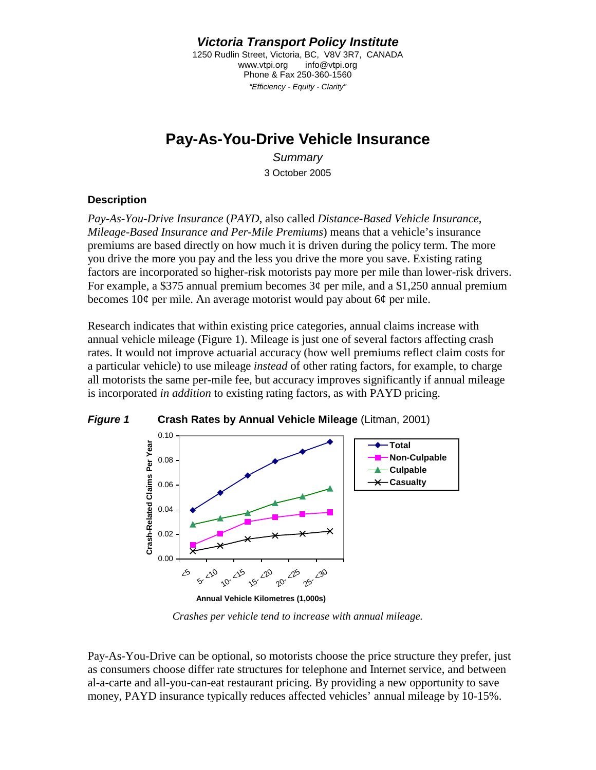***Victoria Transport Policy Institute***

1250 Rudlin Street, Victoria, BC, V8V 3R7, CANADA
www.vtpi.org info@vtpi.org
Phone & Fax 250-360-1560
*"Efficiency - Equity - Clarity"*

# Pay-As-You-Drive Vehicle Insurance

*Summary*

3 October 2005

## Description

*Pay-As-You-Drive Insurance* (*PAYD*, also called *Distance-Based Vehicle Insurance*, *Mileage-Based Insurance and Per-Mile Premiums*) means that a vehicle's insurance premiums are based directly on how much it is driven during the policy term. The more you drive the more you pay and the less you drive the more you save. Existing rating factors are incorporated so higher-risk motorists pay more per mile than lower-risk drivers. For example, a $375 annual premium becomes 3¢ per mile, and a $1,250 annual premium becomes 10¢ per mile. An average motorist would pay about 6¢ per mile.

Research indicates that within existing price categories, annual claims increase with annual vehicle mileage (Figure 1). Mileage is just one of several factors affecting crash rates. It would not improve actuarial accuracy (how well premiums reflect claim costs for a particular vehicle) to use mileage *instead* of other rating factors, for example, to charge all motorists the same per-mile fee, but accuracy improves significantly if annual mileage is incorporated *in addition* to existing rating factors, as with PAYD pricing.

***Figure 1*** **Crash Rates by Annual Vehicle Mileage** (Litman, 2001)

*Crashes per vehicle tend to increase with annual mileage.*

Pay-As-You-Drive can be optional, so motorists choose the price structure they prefer, just as consumers choose differ rate structures for telephone and Internet service, and between al-a-carte and all-you-can-eat restaurant pricing. By providing a new opportunity to save money, PAYD insurance typically reduces affected vehicles' annual mileage by 10-15%.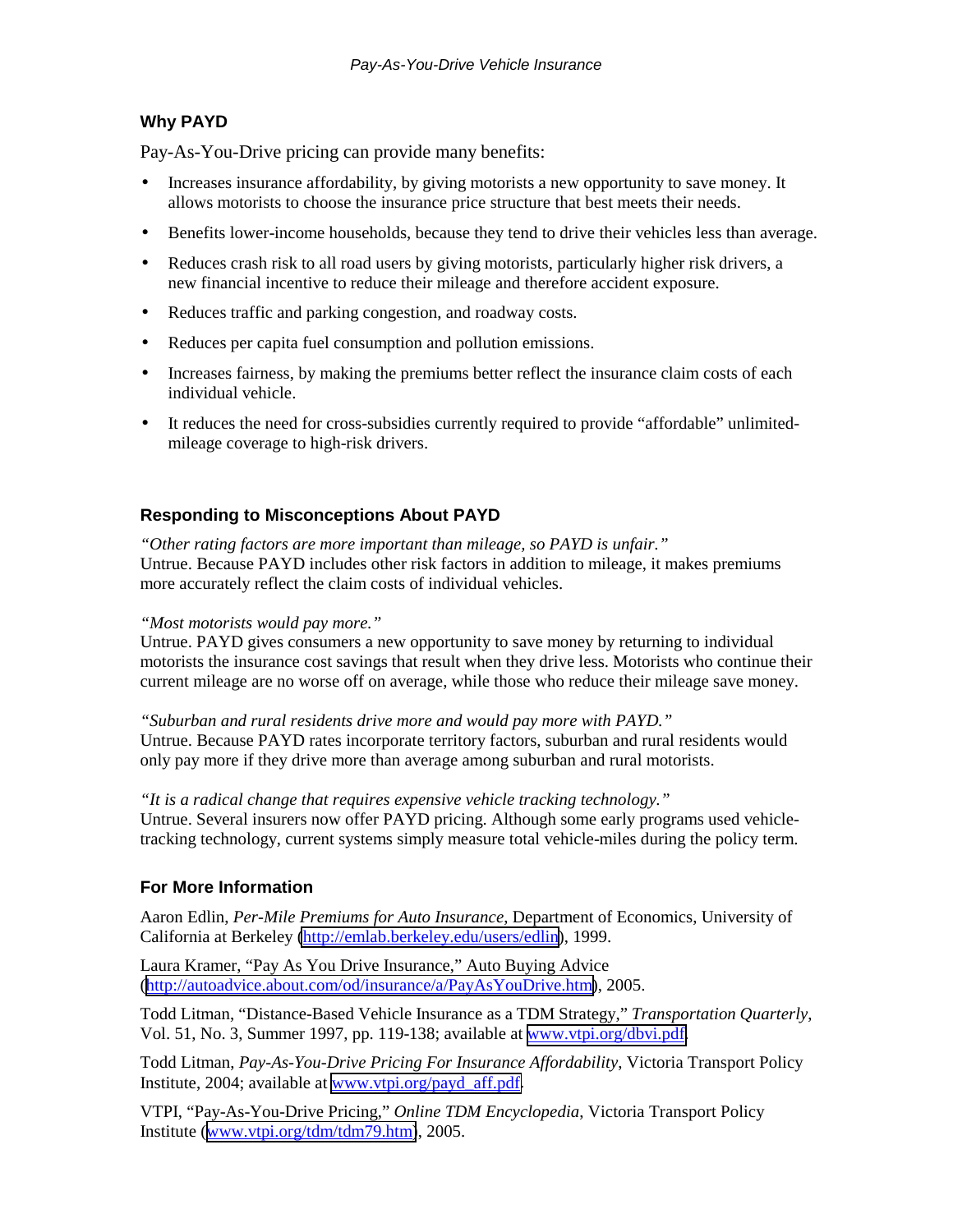## Why PAYD

Pay-As-You-Drive pricing can provide many benefits:

- Increases insurance affordability, by giving motorists a new opportunity to save money. It allows motorists to choose the insurance price structure that best meets their needs.
- Benefits lower-income households, because they tend to drive their vehicles less than average.
- Reduces crash risk to all road users by giving motorists, particularly higher risk drivers, a new financial incentive to reduce their mileage and therefore accident exposure.
- Reduces traffic and parking congestion, and roadway costs.
- Reduces per capita fuel consumption and pollution emissions.
- Increases fairness, by making the premiums better reflect the insurance claim costs of each individual vehicle.
- It reduces the need for cross-subsidies currently required to provide "affordable" unlimited-mileage coverage to high-risk drivers.

## Responding to Misconceptions About PAYD

*"Other rating factors are more important than mileage, so PAYD is unfair."*
Untrue. Because PAYD includes other risk factors in addition to mileage, it makes premiums more accurately reflect the claim costs of individual vehicles.

*"Most motorists would pay more."*
Untrue. PAYD gives consumers a new opportunity to save money by returning to individual motorists the insurance cost savings that result when they drive less. Motorists who continue their current mileage are no worse off on average, while those who reduce their mileage save money.

*"Suburban and rural residents drive more and would pay more with PAYD."*
Untrue. Because PAYD rates incorporate territory factors, suburban and rural residents would only pay more if they drive more than average among suburban and rural motorists.

*"It is a radical change that requires expensive vehicle tracking technology."*
Untrue. Several insurers now offer PAYD pricing. Although some early programs used vehicle-tracking technology, current systems simply measure total vehicle-miles during the policy term.

## For More Information

Aaron Edlin, *Per-Mile Premiums for Auto Insurance*, Department of Economics, University of California at Berkeley (http://emlab.berkeley.edu/users/edlin), 1999.

Laura Kramer, "Pay As You Drive Insurance," Auto Buying Advice (http://autoadvice.about.com/od/insurance/a/PayAsYouDrive.htm), 2005.

Todd Litman, "Distance-Based Vehicle Insurance as a TDM Strategy," *Transportation Quarterly*, Vol. 51, No. 3, Summer 1997, pp. 119-138; available at www.vtpi.org/dbvi.pdf.

Todd Litman, *Pay-As-You-Drive Pricing For Insurance Affordability*, Victoria Transport Policy Institute, 2004; available at www.vtpi.org/payd_aff.pdf.

VTPI, "Pay-As-You-Drive Pricing," *Online TDM Encyclopedia*, Victoria Transport Policy Institute (www.vtpi.org/tdm/tdm79.htm), 2005.